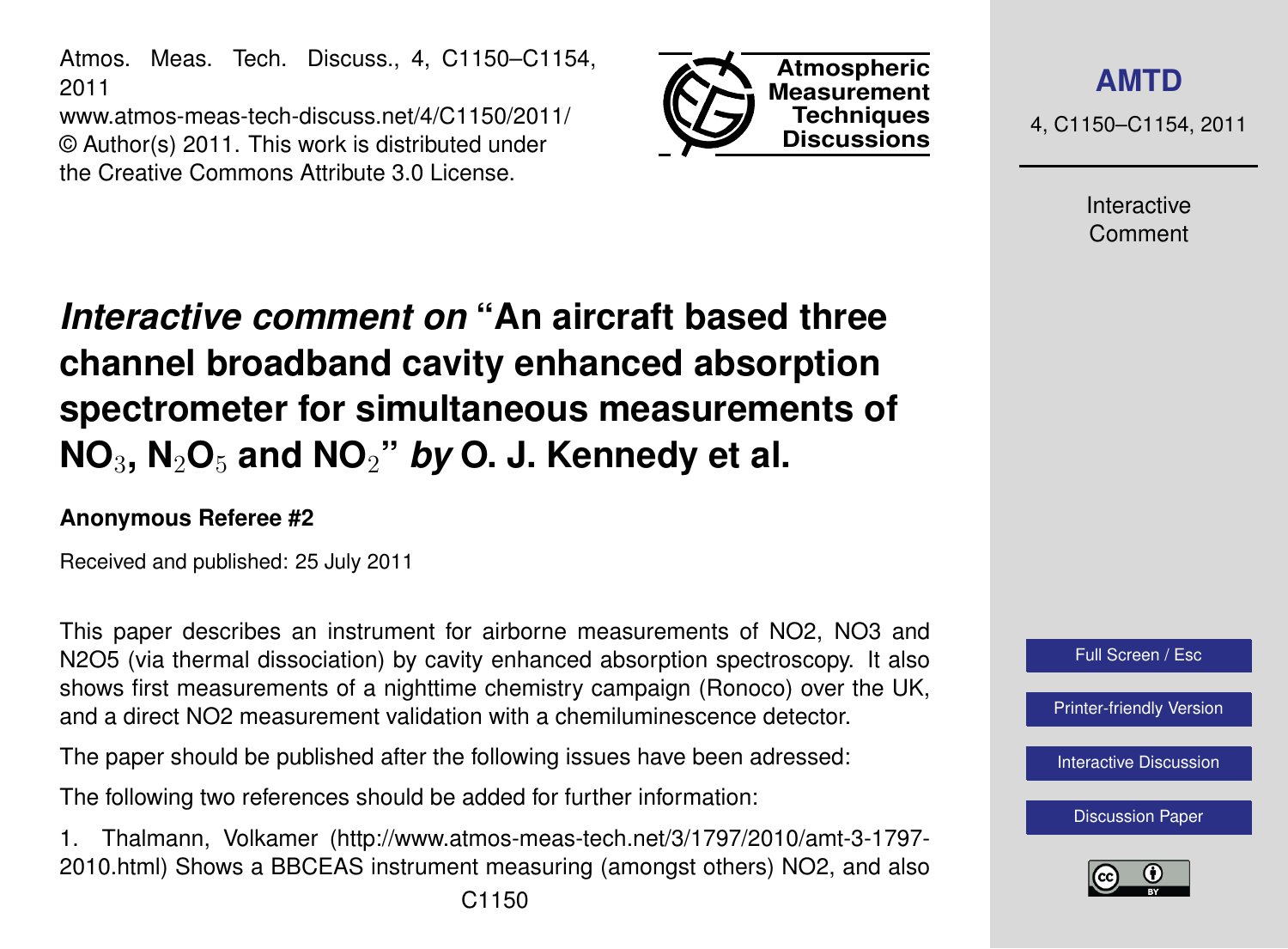# *Interactive comment on* "An aircraft based three channel broadband cavity enhanced absorption spectrometer for simultaneous measurements of $NO_3$, $N_2O_5$ and $NO_2$" *by* O. J. Kennedy et al.

**Anonymous Referee #2**

Received and published: 25 July 2011

This paper describes an instrument for airborne measurements of NO2, NO3 and N2O5 (via thermal dissociation) by cavity enhanced absorption spectroscopy. It also shows first measurements of a nighttime chemistry campaign (Ronoco) over the UK, and a direct NO2 measurement validation with a chemiluminescence detector.

The paper should be published after the following issues have been adressed:

The following two references should be added for further information:

1. Thalmann, Volkamer (http://www.atmos-meas-tech.net/3/1797/2010/amt-3-1797-2010.html) Shows a BBCEAS instrument measuring (amongst others) NO2, and also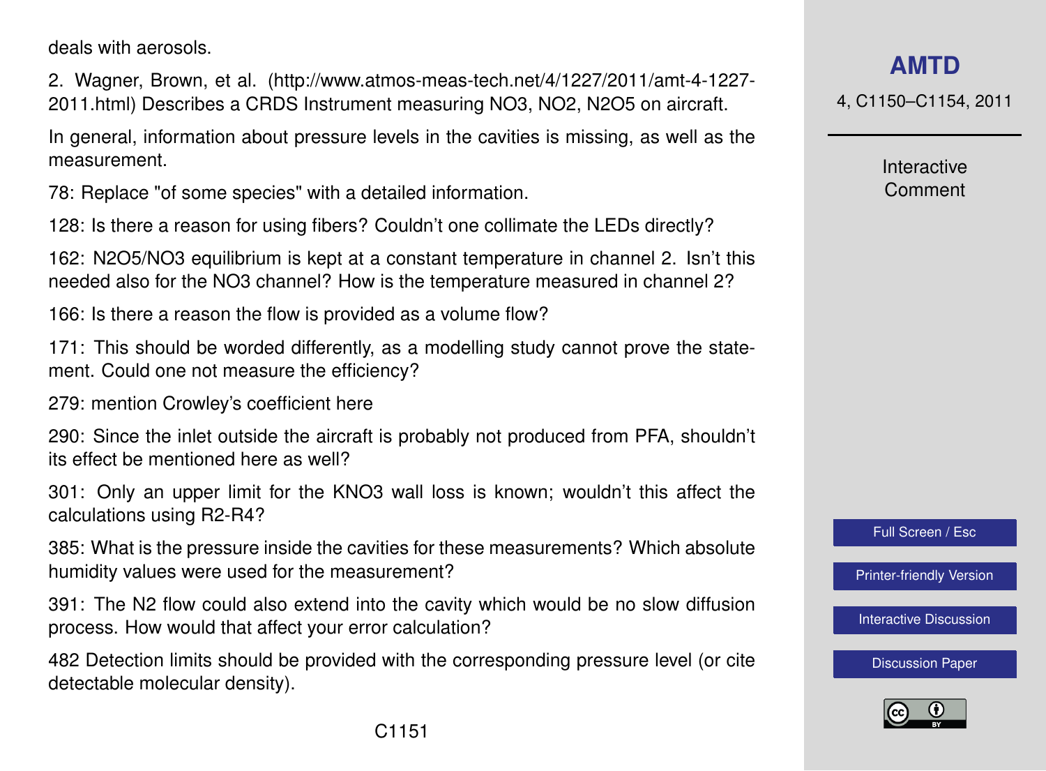deals with aerosols.

2. Wagner, Brown, et al. (http://www.atmos-meas-tech.net/4/1227/2011/amt-4-1227-2011.html) Describes a CRDS Instrument measuring $NO_3$, $NO_2$, $N_2O_5$ on aircraft.

In general, information about pressure levels in the cavities is missing, as well as the measurement.

78: Replace "of some species" with a detailed information.

128: Is there a reason for using fibers? Couldn't one collimate the LEDs directly?

162: $N_2O_5$/$NO_3$ equilibrium is kept at a constant temperature in channel 2. Isn't this needed also for the $NO_3$ channel? How is the temperature measured in channel 2?

166: Is there a reason the flow is provided as a volume flow?

171: This should be worded differently, as a modelling study cannot prove the statement. Could one not measure the efficiency?

279: mention Crowley's coefficient here

290: Since the inlet outside the aircraft is probably not produced from PFA, shouldn't its effect be mentioned here as well?

301: Only an upper limit for the $KNO_3$ wall loss is known; wouldn't this affect the calculations using R2-R4?

385: What is the pressure inside the cavities for these measurements? Which absolute humidity values were used for the measurement?

391: The $N_2$ flow could also extend into the cavity which would be no slow diffusion process. How would that affect your error calculation?

482 Detection limits should be provided with the corresponding pressure level (or cite detectable molecular density).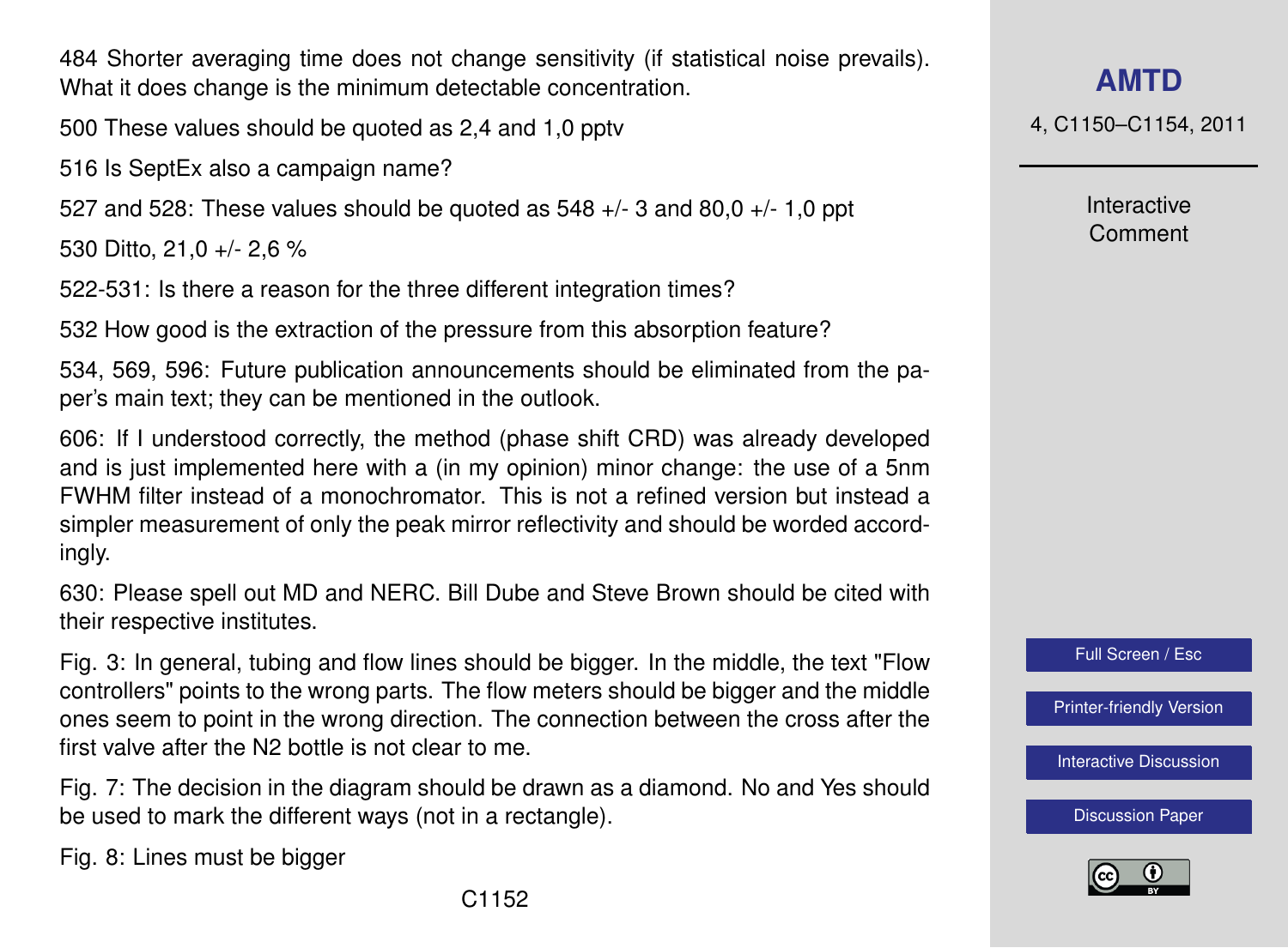484 Shorter averaging time does not change sensitivity (if statistical noise prevails). What it does change is the minimum detectable concentration.

500 These values should be quoted as 2,4 and 1,0 pptv

516 Is SeptEx also a campaign name?

527 and 528: These values should be quoted as 548 +/- 3 and 80,0 +/- 1,0 ppt

530 Ditto, 21,0 +/- 2,6 %

522-531: Is there a reason for the three different integration times?

532 How good is the extraction of the pressure from this absorption feature?

534, 569, 596: Future publication announcements should be eliminated from the paper's main text; they can be mentioned in the outlook.

606: If I understood correctly, the method (phase shift CRD) was already developed and is just implemented here with a (in my opinion) minor change: the use of a 5nm FWHM filter instead of a monochromator. This is not a refined version but instead a simpler measurement of only the peak mirror reflectivity and should be worded accordingly.

630: Please spell out MD and NERC. Bill Dube and Steve Brown should be cited with their respective institutes.

Fig. 3: In general, tubing and flow lines should be bigger. In the middle, the text "Flow controllers" points to the wrong parts. The flow meters should be bigger and the middle ones seem to point in the wrong direction. The connection between the cross after the first valve after the N2 bottle is not clear to me.

Fig. 7: The decision in the diagram should be drawn as a diamond. No and Yes should be used to mark the different ways (not in a rectangle).

Fig. 8: Lines must be bigger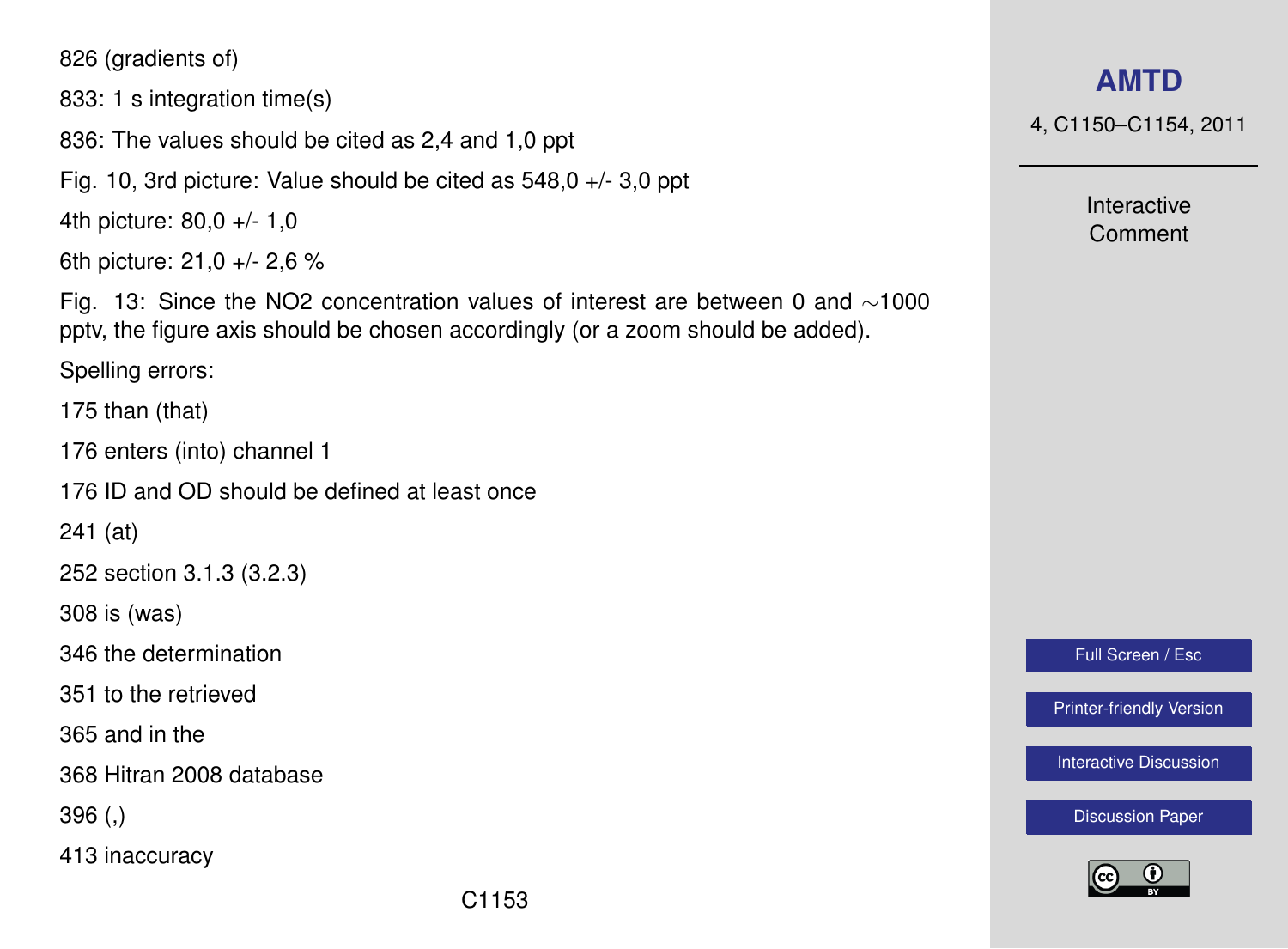826 (gradients of)

833: 1 s integration time(s)

836: The values should be cited as 2,4 and 1,0 ppt

Fig. 10, 3rd picture: Value should be cited as 548,0 +/- 3,0 ppt

4th picture: 80,0 +/- 1,0

6th picture: 21,0 +/- 2,6 %

Fig. 13: Since the NO2 concentration values of interest are between 0 and ∼1000 pptv, the figure axis should be chosen accordingly (or a zoom should be added).

Spelling errors:

175 than (that)

176 enters (into) channel 1

176 ID and OD should be defined at least once

241 (at)

252 section 3.1.3 (3.2.3)

308 is (was)

346 the determination

351 to the retrieved

365 and in the

368 Hitran 2008 database

396 (,)

413 inaccuracy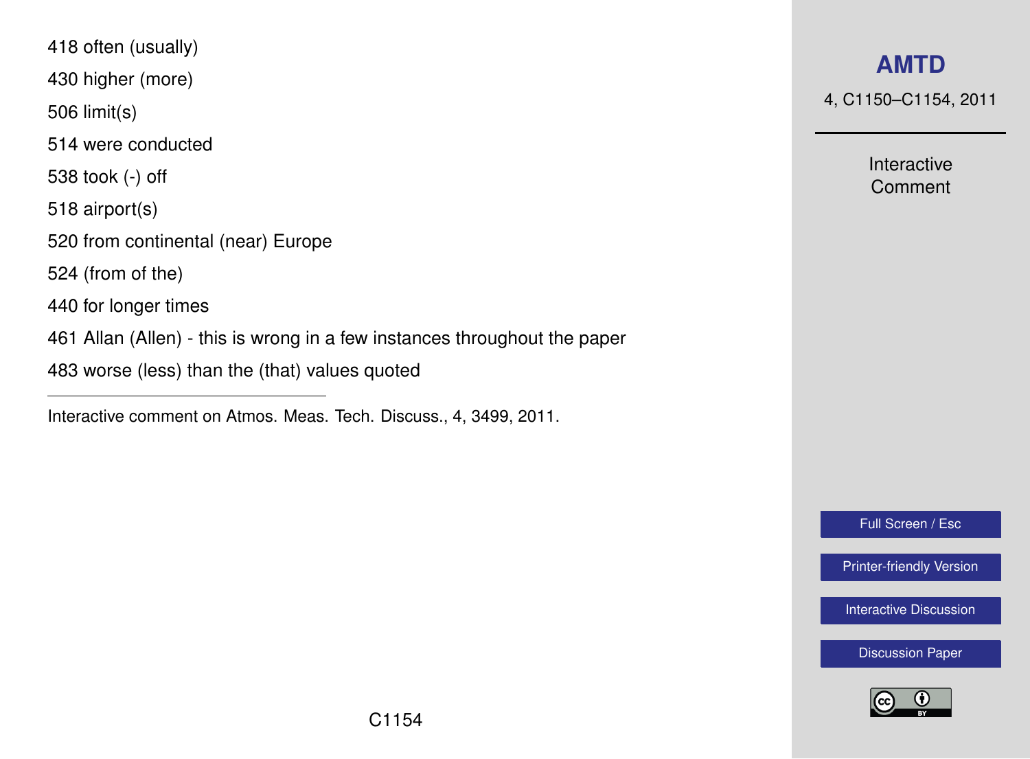418 often (usually)

430 higher (more)

506 limit(s)

514 were conducted

538 took (-) off

518 airport(s)

520 from continental (near) Europe

524 (from of the)

440 for longer times

461 Allan (Allen) - this is wrong in a few instances throughout the paper

483 worse (less) than the (that) values quoted

---

Interactive comment on Atmos. Meas. Tech. Discuss., 4, 3499, 2011.